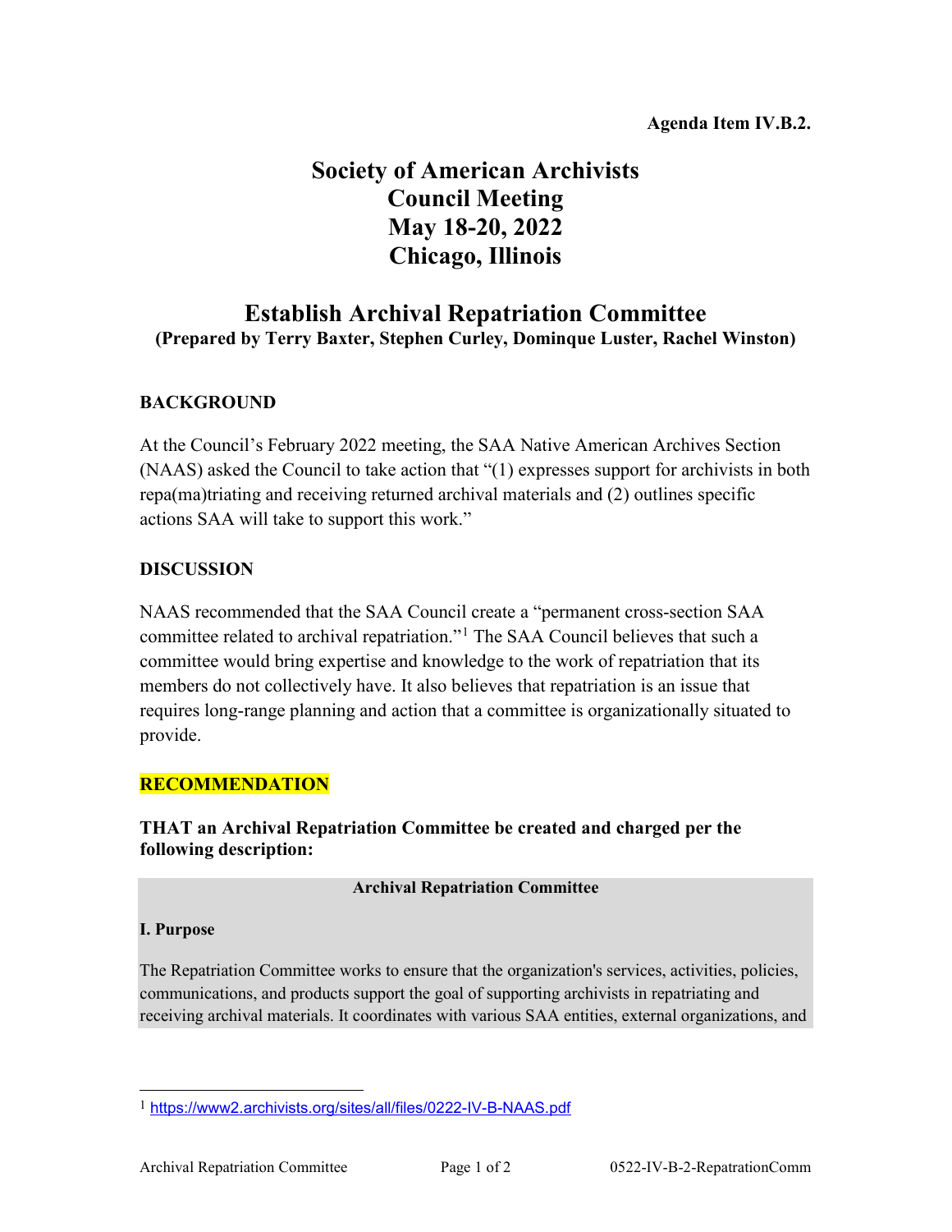**Agenda Item IV.B.2.**

# Society of American Archivists Council Meeting May 18-20, 2022 Chicago, Illinois

## Establish Archival Repatriation Committee

**(Prepared by Terry Baxter, Stephen Curley, Dominque Luster, Rachel Winston)**

### BACKGROUND

At the Council's February 2022 meeting, the SAA Native American Archives Section (NAAS) asked the Council to take action that "(1) expresses support for archivists in both repa(ma)triating and receiving returned archival materials and (2) outlines specific actions SAA will take to support this work."

### DISCUSSION

NAAS recommended that the SAA Council create a "permanent cross-section SAA committee related to archival repatriation."[1] The SAA Council believes that such a committee would bring expertise and knowledge to the work of repatriation that its members do not collectively have. It also believes that repatriation is an issue that requires long-range planning and action that a committee is organizationally situated to provide.

### RECOMMENDATION

**THAT an Archival Repatriation Committee be created and charged per the following description:**

**Archival Repatriation Committee**

**I. Purpose**

The Repatriation Committee works to ensure that the organization's services, activities, policies, communications, and products support the goal of supporting archivists in repatriating and receiving archival materials. It coordinates with various SAA entities, external organizations, and

[1] https://www2.archivists.org/sites/all/files/0222-IV-B-NAAS.pdf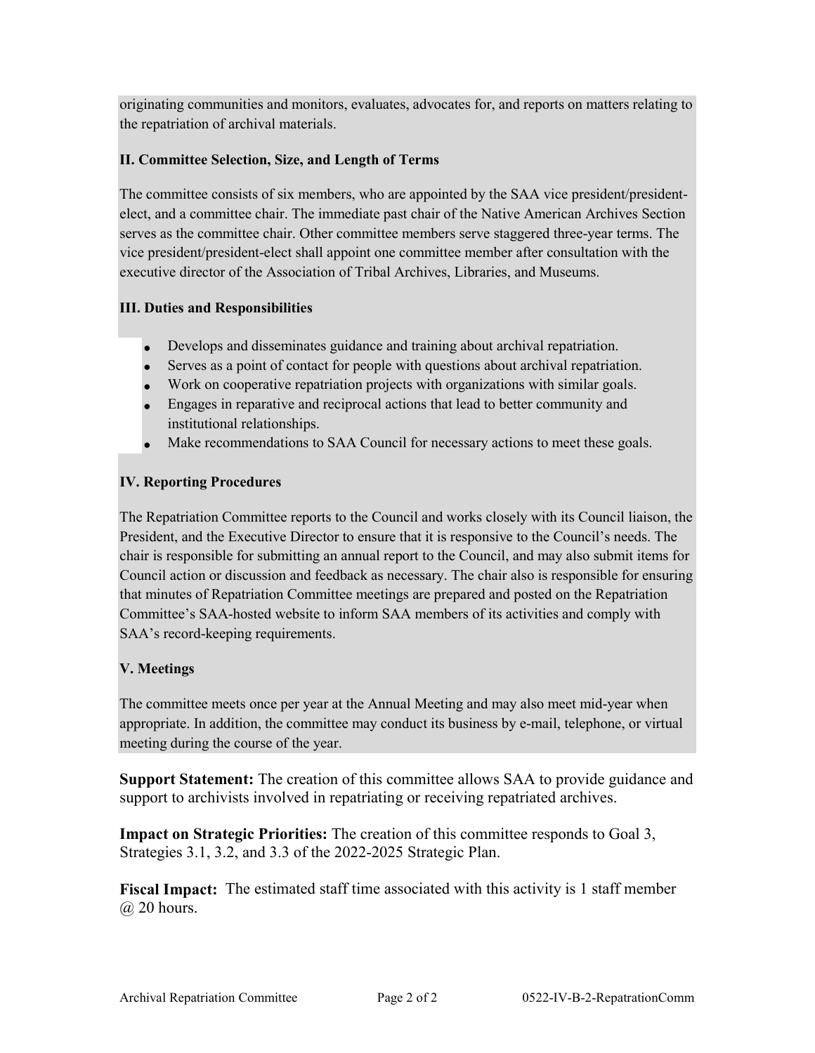originating communities and monitors, evaluates, advocates for, and reports on matters relating to the repatriation of archival materials.

**II. Committee Selection, Size, and Length of Terms**

The committee consists of six members, who are appointed by the SAA vice president/president-elect, and a committee chair. The immediate past chair of the Native American Archives Section serves as the committee chair. Other committee members serve staggered three-year terms. The vice president/president-elect shall appoint one committee member after consultation with the executive director of the Association of Tribal Archives, Libraries, and Museums.

**III. Duties and Responsibilities**

- Develops and disseminates guidance and training about archival repatriation.
- Serves as a point of contact for people with questions about archival repatriation.
- Work on cooperative repatriation projects with organizations with similar goals.
- Engages in reparative and reciprocal actions that lead to better community and institutional relationships.
- Make recommendations to SAA Council for necessary actions to meet these goals.

**IV. Reporting Procedures**

The Repatriation Committee reports to the Council and works closely with its Council liaison, the President, and the Executive Director to ensure that it is responsive to the Council's needs. The chair is responsible for submitting an annual report to the Council, and may also submit items for Council action or discussion and feedback as necessary. The chair also is responsible for ensuring that minutes of Repatriation Committee meetings are prepared and posted on the Repatriation Committee's SAA-hosted website to inform SAA members of its activities and comply with SAA's record-keeping requirements.

**V. Meetings**

The committee meets once per year at the Annual Meeting and may also meet mid-year when appropriate. In addition, the committee may conduct its business by e-mail, telephone, or virtual meeting during the course of the year.

**Support Statement:** The creation of this committee allows SAA to provide guidance and support to archivists involved in repatriating or receiving repatriated archives.

**Impact on Strategic Priorities:** The creation of this committee responds to Goal 3, Strategies 3.1, 3.2, and 3.3 of the 2022-2025 Strategic Plan.

**Fiscal Impact:** The estimated staff time associated with this activity is 1 staff member @ 20 hours.